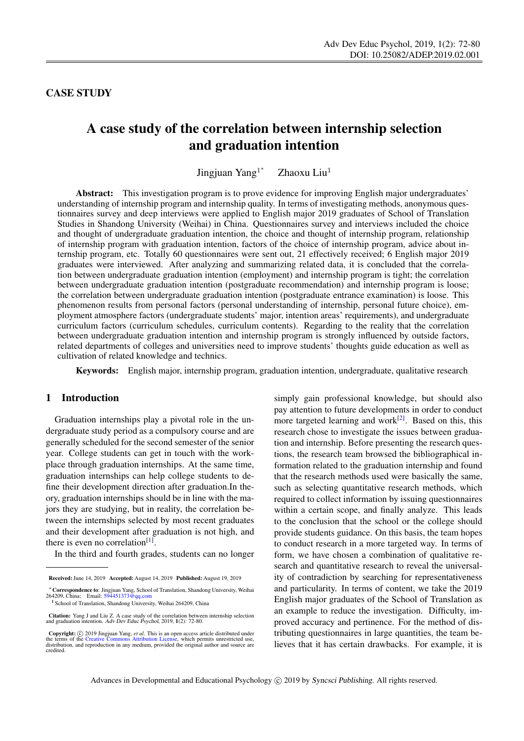CASE STUDY

# A case study of the correlation between internship selection and graduation intention

Jingjuan Yang[1*] Zhaoxu Liu[1]

**Abstract:** This investigation program is to prove evidence for improving English major undergraduates' understanding of internship program and internship quality. In terms of investigating methods, anonymous questionnaires survey and deep interviews were applied to English major 2019 graduates of School of Translation Studies in Shandong University (Weihai) in China. Questionnaires survey and interviews included the choice and thought of undergraduate graduation intention, the choice and thought of internship program, relationship of internship program with graduation intention, factors of the choice of internship program, advice about internship program, etc. Totally 60 questionnaires were sent out, 21 effectively received; 6 English major 2019 graduates were interviewed. After analyzing and summarizing related data, it is concluded that the correlation between undergraduate graduation intention (employment) and internship program is tight; the correlation between undergraduate graduation intention (postgraduate recommendation) and internship program is loose; the correlation between undergraduate graduation intention (postgraduate entrance examination) is loose. This phenomenon results from personal factors (personal understanding of internship, personal future choice), employment atmosphere factors (undergraduate students' major, intention areas' requirements), and undergraduate curriculum factors (curriculum schedules, curriculum contents). Regarding to the reality that the correlation between undergraduate graduation intention and internship program is strongly influenced by outside factors, related departments of colleges and universities need to improve students' thoughts guide education as well as cultivation of related knowledge and technics.

**Keywords:** English major, internship program, graduation intention, undergraduate, qualitative research

## 1 Introduction

Graduation internships play a pivotal role in the undergraduate study period as a compulsory course and are generally scheduled for the second semester of the senior year. College students can get in touch with the workplace through graduation internships. At the same time, graduation internships can help college students to define their development direction after graduation.In theory, graduation internships should be in line with the majors they are studying, but in reality, the correlation between the internships selected by most recent graduates and their development after graduation is not high, and there is even no correlation[1].

In the third and fourth grades, students can no longer simply gain professional knowledge, but should also pay attention to future developments in order to conduct more targeted learning and work[2]. Based on this, this research chose to investigate the issues between graduation and internship. Before presenting the research questions, the research team browsed the bibliographical information related to the graduation internship and found that the research methods used were basically the same, such as selecting quantitative research methods, which required to collect information by issuing questionnaires within a certain scope, and finally analyze. This leads to the conclusion that the school or the college should provide students guidance. On this basis, the team hopes to conduct research in a more targeted way. In terms of form, we have chosen a combination of qualitative research and quantitative research to reveal the universality of contradiction by searching for representativeness and particularity. In terms of content, we take the 2019 English major graduates of the School of Translation as an example to reduce the investigation. Difficulty, improved accuracy and pertinence. For the method of distributing questionnaires in large quantities, the team believes that it has certain drawbacks. For example, it is

---

**Received:** June 14, 2019 **Accepted:** August 14, 2019 **Published:** August 19, 2019

\* **Correspondence to**: Jingjuan Yang, School of Translation, Shandong University, Weihai 264209, China; Email: 594451373@qq.com

[1] School of Translation, Shandong University, Weihai 264209, China

**Citation:** Yang J and Liu Z. A case study of the correlation between internship selection and graduation intention. *Adv Dev Educ Psychol*, 2019, **1**(2): 72-80.

**Copyright:** © 2019 Jingjuan Yang, *et al*. This is an open access article distributed under the terms of the Creative Commons Attribution License, which permits unrestricted use, distribution, and reproduction in any medium, provided the original author and source are credited.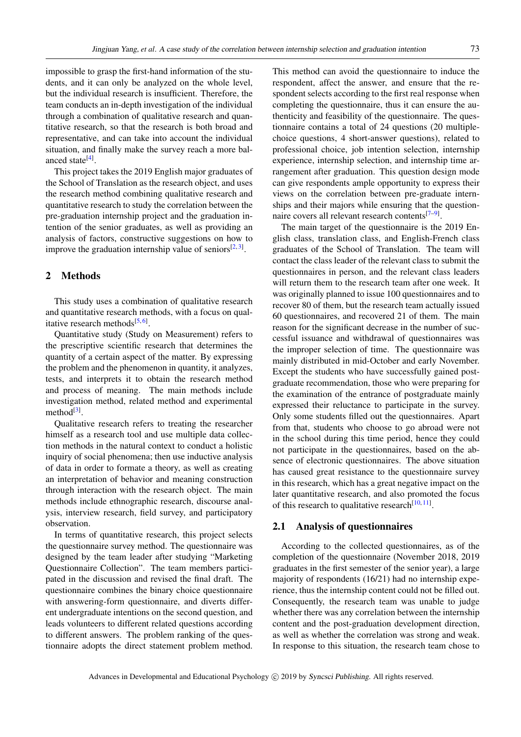impossible to grasp the first-hand information of the students, and it can only be analyzed on the whole level, but the individual research is insufficient. Therefore, the team conducts an in-depth investigation of the individual through a combination of qualitative research and quantitative research, so that the research is both broad and representative, and can take into account the individual situation, and finally make the survey reach a more balanced state[4].

This project takes the 2019 English major graduates of the School of Translation as the research object, and uses the research method combining qualitative research and quantitative research to study the correlation between the pre-graduation internship project and the graduation intention of the senior graduates, as well as providing an analysis of factors, constructive suggestions on how to improve the graduation internship value of seniors[2, 3].

## 2 Methods

This study uses a combination of qualitative research and quantitative research methods, with a focus on qualitative research methods[5, 6].

Quantitative study (Study on Measurement) refers to the prescriptive scientific research that determines the quantity of a certain aspect of the matter. By expressing the problem and the phenomenon in quantity, it analyzes, tests, and interprets it to obtain the research method and process of meaning. The main methods include investigation method, related method and experimental method[3].

Qualitative research refers to treating the researcher himself as a research tool and use multiple data collection methods in the natural context to conduct a holistic inquiry of social phenomena; then use inductive analysis of data in order to formate a theory, as well as creating an interpretation of behavior and meaning construction through interaction with the research object. The main methods include ethnographic research, discourse analysis, interview research, field survey, and participatory observation.

In terms of quantitative research, this project selects the questionnaire survey method. The questionnaire was designed by the team leader after studying "Marketing Questionnaire Collection". The team members participated in the discussion and revised the final draft. The questionnaire combines the binary choice questionnaire with answering-form questionnaire, and diverts different undergraduate intentions on the second question, and leads volunteers to different related questions according to different answers. The problem ranking of the questionnaire adopts the direct statement problem method. This method can avoid the questionnaire to induce the respondent, affect the answer, and ensure that the respondent selects according to the first real response when completing the questionnaire, thus it can ensure the authenticity and feasibility of the questionnaire. The questionnaire contains a total of 24 questions (20 multiple-choice questions, 4 short-answer questions), related to professional choice, job intention selection, internship experience, internship selection, and internship time arrangement after graduation. This question design mode can give respondents ample opportunity to express their views on the correlation between pre-graduate internships and their majors while ensuring that the questionnaire covers all relevant research contents[7–9].

The main target of the questionnaire is the 2019 English class, translation class, and English-French class graduates of the School of Translation. The team will contact the class leader of the relevant class to submit the questionnaires in person, and the relevant class leaders will return them to the research team after one week. It was originally planned to issue 100 questionnaires and to recover 80 of them, but the research team actually issued 60 questionnaires, and recovered 21 of them. The main reason for the significant decrease in the number of successful issuance and withdrawal of questionnaires was the improper selection of time. The questionnaire was mainly distributed in mid-October and early November. Except the students who have successfully gained postgraduate recommendation, those who were preparing for the examination of the entrance of postgraduate mainly expressed their reluctance to participate in the survey. Only some students filled out the questionnaires. Apart from that, students who choose to go abroad were not in the school during this time period, hence they could not participate in the questionnaires, based on the absence of electronic questionnaires. The above situation has caused great resistance to the questionnaire survey in this research, which has a great negative impact on the later quantitative research, and also promoted the focus of this research to qualitative research[10, 11].

### 2.1 Analysis of questionnaires

According to the collected questionnaires, as of the completion of the questionnaire (November 2018, 2019 graduates in the first semester of the senior year), a large majority of respondents (16/21) had no internship experience, thus the internship content could not be filled out. Consequently, the research team was unable to judge whether there was any correlation between the internship content and the post-graduation development direction, as well as whether the correlation was strong and weak. In response to this situation, the research team chose to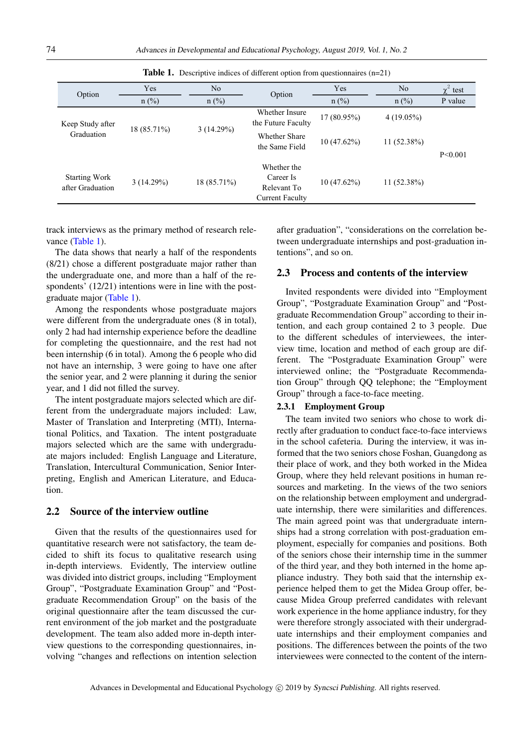**Table 1.** Descriptive indices of different option from questionnaires (n=21)

| Option | Yes | No | Option | Yes | No | $\chi^2$ test |
|---|---|---|---|---|---|---|
| | n (%) | n (%) | | n (%) | n (%) | P value |
| Keep Study after Graduation | 18 (85.71%) | 3 (14.29%) | Whether Insure the Future Faculty | 17 (80.95%) | 4 (19.05%) | P<0.001 |
| | | | Whether Share the Same Field | 10 (47.62%) | 11 (52.38%) | |
| Starting Work after Graduation | 3 (14.29%) | 18 (85.71%) | Whether the Career Is Relevant To Current Faculty | 10 (47.62%) | 11 (52.38%) | |

track interviews as the primary method of research relevance (Table 1).

The data shows that nearly a half of the respondents (8/21) chose a different postgraduate major rather than the undergraduate one, and more than a half of the respondents' (12/21) intentions were in line with the postgraduate major (Table 1).

Among the respondents whose postgraduate majors were different from the undergraduate ones (8 in total), only 2 had had internship experience before the deadline for completing the questionnaire, and the rest had not been internship (6 in total). Among the 6 people who did not have an internship, 3 were going to have one after the senior year, and 2 were planning it during the senior year, and 1 did not filled the survey.

The intent postgraduate majors selected which are different from the undergraduate majors included: Law, Master of Translation and Interpreting (MTI), International Politics, and Taxation. The intent postgraduate majors selected which are the same with undergraduate majors included: English Language and Literature, Translation, Intercultural Communication, Senior Interpreting, English and American Literature, and Education.

## 2.2 Source of the interview outline

Given that the results of the questionnaires used for quantitative research were not satisfactory, the team decided to shift its focus to qualitative research using in-depth interviews. Evidently, The interview outline was divided into district groups, including "Employment Group", "Postgraduate Examination Group" and "Postgraduate Recommendation Group" on the basis of the original questionnaire after the team discussed the current environment of the job market and the postgraduate development. The team also added more in-depth interview questions to the corresponding questionnaires, involving "changes and reflections on intention selection after graduation", "considerations on the correlation between undergraduate internships and post-graduation intentions", and so on.

## 2.3 Process and contents of the interview

Invited respondents were divided into "Employment Group", "Postgraduate Examination Group" and "Postgraduate Recommendation Group" according to their intention, and each group contained 2 to 3 people. Due to the different schedules of interviewees, the interview time, location and method of each group are different. The "Postgraduate Examination Group" were interviewed online; the "Postgraduate Recommendation Group" through QQ telephone; the "Employment Group" through a face-to-face meeting.

### 2.3.1 Employment Group

The team invited two seniors who chose to work directly after graduation to conduct face-to-face interviews in the school cafeteria. During the interview, it was informed that the two seniors chose Foshan, Guangdong as their place of work, and they both worked in the Midea Group, where they held relevant positions in human resources and marketing. In the views of the two seniors on the relationship between employment and undergraduate internship, there were similarities and differences. The main agreed point was that undergraduate internships had a strong correlation with post-graduation employment, especially for companies and positions. Both of the seniors chose their internship time in the summer of the third year, and they both interned in the home appliance industry. They both said that the internship experience helped them to get the Midea Group offer, because Midea Group preferred candidates with relevant work experience in the home appliance industry, for they were therefore strongly associated with their undergraduate internships and their employment companies and positions. The differences between the points of the two interviewees were connected to the content of the intern-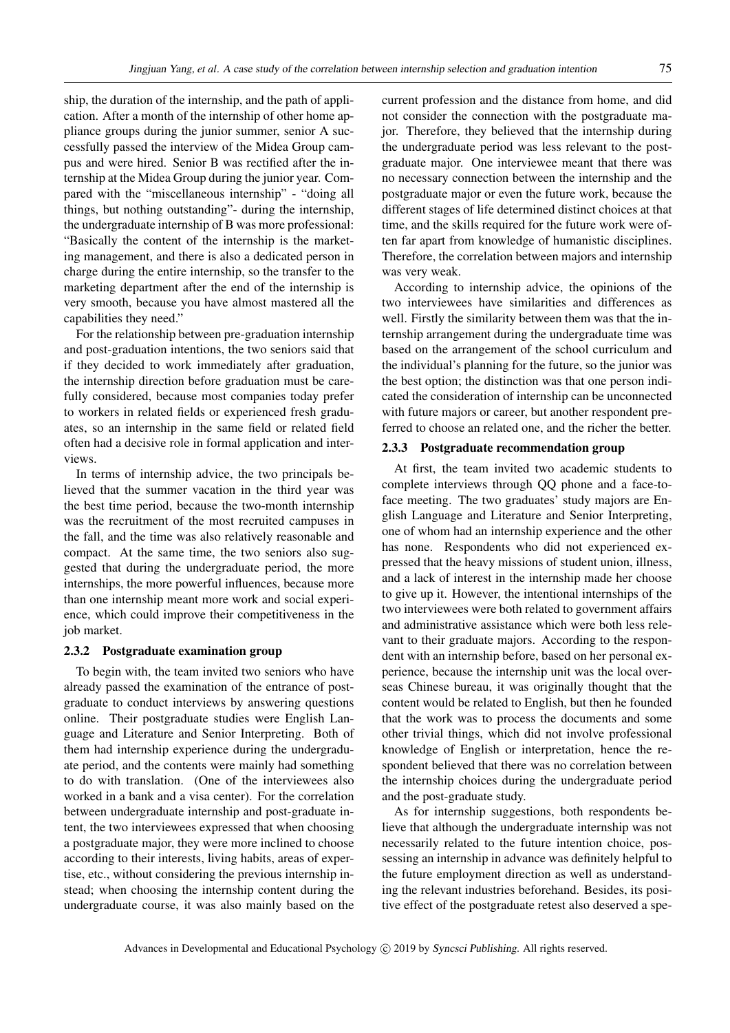ship, the duration of the internship, and the path of application. After a month of the internship of other home appliance groups during the junior summer, senior A successfully passed the interview of the Midea Group campus and were hired. Senior B was rectified after the internship at the Midea Group during the junior year. Compared with the "miscellaneous internship" - "doing all things, but nothing outstanding"- during the internship, the undergraduate internship of B was more professional: "Basically the content of the internship is the marketing management, and there is also a dedicated person in charge during the entire internship, so the transfer to the marketing department after the end of the internship is very smooth, because you have almost mastered all the capabilities they need."

For the relationship between pre-graduation internship and post-graduation intentions, the two seniors said that if they decided to work immediately after graduation, the internship direction before graduation must be carefully considered, because most companies today prefer to workers in related fields or experienced fresh graduates, so an internship in the same field or related field often had a decisive role in formal application and interviews.

In terms of internship advice, the two principals believed that the summer vacation in the third year was the best time period, because the two-month internship was the recruitment of the most recruited campuses in the fall, and the time was also relatively reasonable and compact. At the same time, the two seniors also suggested that during the undergraduate period, the more internships, the more powerful influences, because more than one internship meant more work and social experience, which could improve their competitiveness in the job market.

### 2.3.2 Postgraduate examination group

To begin with, the team invited two seniors who have already passed the examination of the entrance of postgraduate to conduct interviews by answering questions online. Their postgraduate studies were English Language and Literature and Senior Interpreting. Both of them had internship experience during the undergraduate period, and the contents were mainly had something to do with translation. (One of the interviewees also worked in a bank and a visa center). For the correlation between undergraduate internship and post-graduate intent, the two interviewees expressed that when choosing a postgraduate major, they were more inclined to choose according to their interests, living habits, areas of expertise, etc., without considering the previous internship instead; when choosing the internship content during the undergraduate course, it was also mainly based on the current profession and the distance from home, and did not consider the connection with the postgraduate major. Therefore, they believed that the internship during the undergraduate period was less relevant to the postgraduate major. One interviewee meant that there was no necessary connection between the internship and the postgraduate major or even the future work, because the different stages of life determined distinct choices at that time, and the skills required for the future work were often far apart from knowledge of humanistic disciplines. Therefore, the correlation between majors and internship was very weak.

According to internship advice, the opinions of the two interviewees have similarities and differences as well. Firstly the similarity between them was that the internship arrangement during the undergraduate time was based on the arrangement of the school curriculum and the individual's planning for the future, so the junior was the best option; the distinction was that one person indicated the consideration of internship can be unconnected with future majors or career, but another respondent preferred to choose an related one, and the richer the better.

### 2.3.3 Postgraduate recommendation group

At first, the team invited two academic students to complete interviews through QQ phone and a face-to-face meeting. The two graduates' study majors are English Language and Literature and Senior Interpreting, one of whom had an internship experience and the other has none. Respondents who did not experienced expressed that the heavy missions of student union, illness, and a lack of interest in the internship made her choose to give up it. However, the intentional internships of the two interviewees were both related to government affairs and administrative assistance which were both less relevant to their graduate majors. According to the respondent with an internship before, based on her personal experience, because the internship unit was the local overseas Chinese bureau, it was originally thought that the content would be related to English, but then he founded that the work was to process the documents and some other trivial things, which did not involve professional knowledge of English or interpretation, hence the respondent believed that there was no correlation between the internship choices during the undergraduate period and the post-graduate study.

As for internship suggestions, both respondents believe that although the undergraduate internship was not necessarily related to the future intention choice, possessing an internship in advance was definitely helpful to the future employment direction as well as understanding the relevant industries beforehand. Besides, its positive effect of the postgraduate retest also deserved a spe-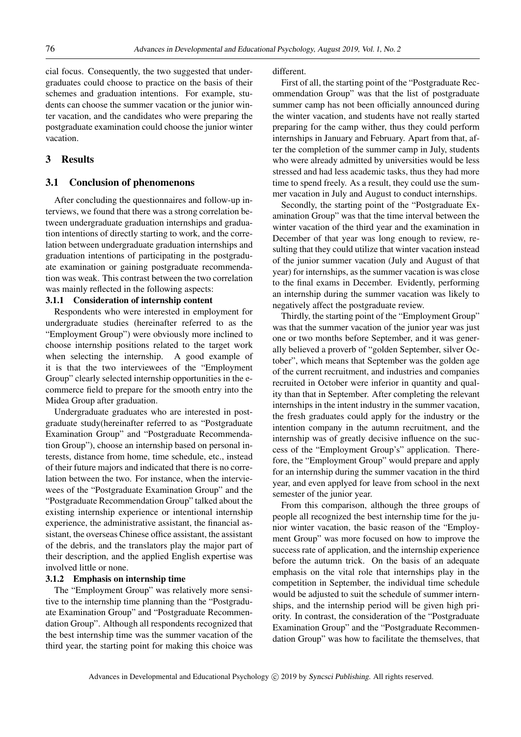cial focus. Consequently, the two suggested that undergraduates could choose to practice on the basis of their schemes and graduation intentions. For example, students can choose the summer vacation or the junior winter vacation, and the candidates who were preparing the postgraduate examination could choose the junior winter vacation.

## 3 Results

### 3.1 Conclusion of phenomenons

After concluding the questionnaires and follow-up interviews, we found that there was a strong correlation between undergraduate graduation internships and graduation intentions of directly starting to work, and the correlation between undergraduate graduation internships and graduation intentions of participating in the postgraduate examination or gaining postgraduate recommendation was weak. This contrast between the two correlation was mainly reflected in the following aspects:

#### 3.1.1 Consideration of internship content

Respondents who were interested in employment for undergraduate studies (hereinafter referred to as the "Employment Group") were obviously more inclined to choose internship positions related to the target work when selecting the internship. A good example of it is that the two interviewees of the "Employment Group" clearly selected internship opportunities in the e-commerce field to prepare for the smooth entry into the Midea Group after graduation.

Undergraduate graduates who are interested in postgraduate study(hereinafter referred to as "Postgraduate Examination Group" and "Postgraduate Recommendation Group"), choose an internship based on personal interests, distance from home, time schedule, etc., instead of their future majors and indicated that there is no correlation between the two. For instance, when the interviewees of the "Postgraduate Examination Group" and the "Postgraduate Recommendation Group" talked about the existing internship experience or intentional internship experience, the administrative assistant, the financial assistant, the overseas Chinese office assistant, the assistant of the debris, and the translators play the major part of their description, and the applied English expertise was involved little or none.

#### 3.1.2 Emphasis on internship time

The "Employment Group" was relatively more sensitive to the internship time planning than the "Postgraduate Examination Group" and "Postgraduate Recommendation Group". Although all respondents recognized that the best internship time was the summer vacation of the third year, the starting point for making this choice was different.

First of all, the starting point of the "Postgraduate Recommendation Group" was that the list of postgraduate summer camp has not been officially announced during the winter vacation, and students have not really started preparing for the camp wither, thus they could perform internships in January and February. Apart from that, after the completion of the summer camp in July, students who were already admitted by universities would be less stressed and had less academic tasks, thus they had more time to spend freely. As a result, they could use the summer vacation in July and August to conduct internships.

Secondly, the starting point of the "Postgraduate Examination Group" was that the time interval between the winter vacation of the third year and the examination in December of that year was long enough to review, resulting that they could utilize that winter vacation instead of the junior summer vacation (July and August of that year) for internships, as the summer vacation is was close to the final exams in December. Evidently, performing an internship during the summer vacation was likely to negatively affect the postgraduate review.

Thirdly, the starting point of the "Employment Group" was that the summer vacation of the junior year was just one or two months before September, and it was generally believed a proverb of "golden September, silver October", which means that September was the golden age of the current recruitment, and industries and companies recruited in October were inferior in quantity and quality than that in September. After completing the relevant internships in the intent industry in the summer vacation, the fresh graduates could apply for the industry or the intention company in the autumn recruitment, and the internship was of greatly decisive influence on the success of the "Employment Group's" application. Therefore, the "Employment Group" would prepare and apply for an internship during the summer vacation in the third year, and even applyed for leave from school in the next semester of the junior year.

From this comparison, although the three groups of people all recognized the best internship time for the junior winter vacation, the basic reason of the "Employment Group" was more focused on how to improve the success rate of application, and the internship experience before the autumn trick. On the basis of an adequate emphasis on the vital role that internships play in the competition in September, the individual time schedule would be adjusted to suit the schedule of summer internships, and the internship period will be given high priority. In contrast, the consideration of the "Postgraduate Examination Group" and the "Postgraduate Recommendation Group" was how to facilitate the themselves, that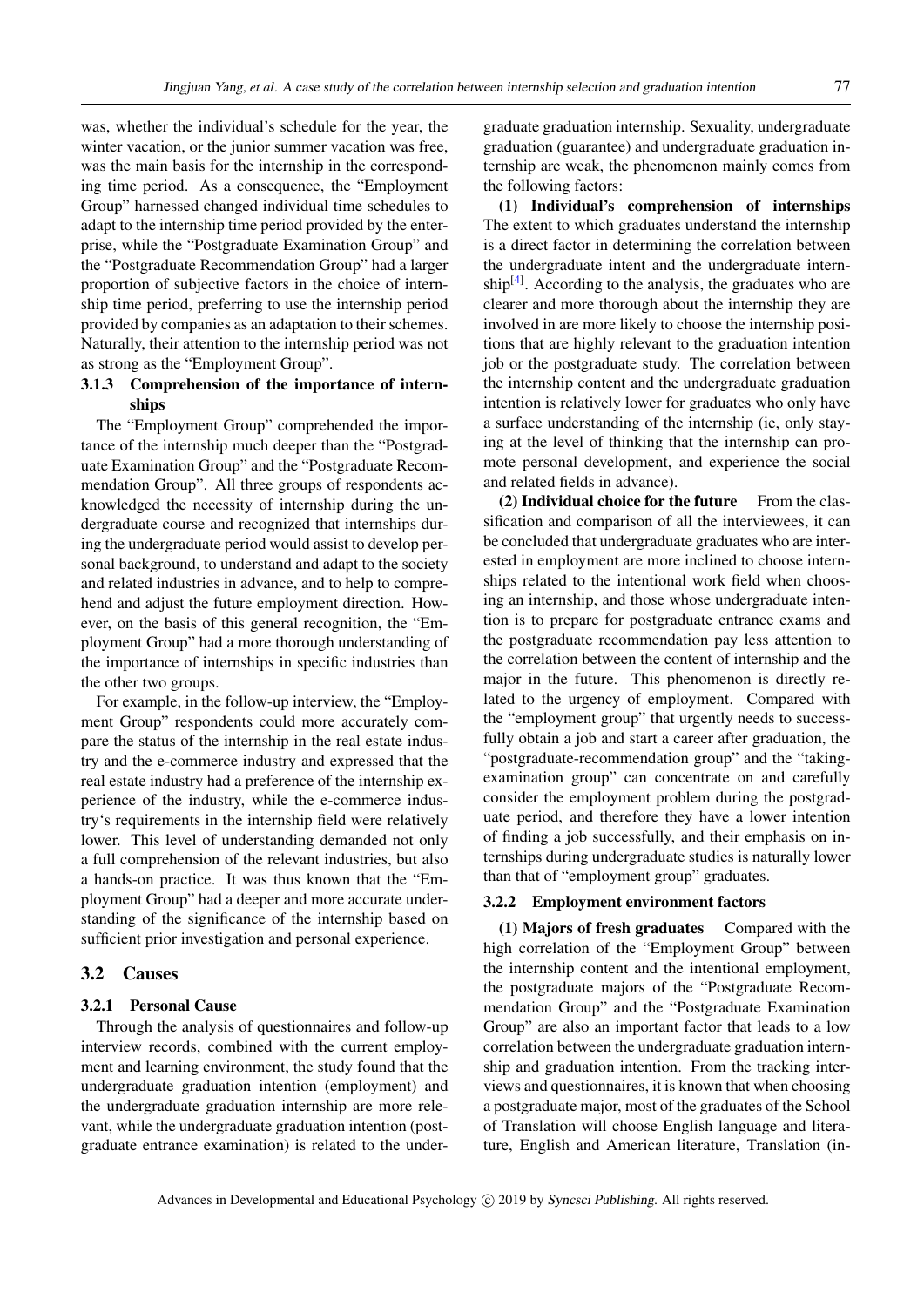was, whether the individual's schedule for the year, the winter vacation, or the junior summer vacation was free, was the main basis for the internship in the corresponding time period. As a consequence, the "Employment Group" harnessed changed individual time schedules to adapt to the internship time period provided by the enterprise, while the "Postgraduate Examination Group" and the "Postgraduate Recommendation Group" had a larger proportion of subjective factors in the choice of internship time period, preferring to use the internship period provided by companies as an adaptation to their schemes. Naturally, their attention to the internship period was not as strong as the "Employment Group".

#### 3.1.3 Comprehension of the importance of internships

The "Employment Group" comprehended the importance of the internship much deeper than the "Postgraduate Examination Group" and the "Postgraduate Recommendation Group". All three groups of respondents acknowledged the necessity of internship during the undergraduate course and recognized that internships during the undergraduate period would assist to develop personal background, to understand and adapt to the society and related industries in advance, and to help to comprehend and adjust the future employment direction. However, on the basis of this general recognition, the "Employment Group" had a more thorough understanding of the importance of internships in specific industries than the other two groups.

For example, in the follow-up interview, the "Employment Group" respondents could more accurately compare the status of the internship in the real estate industry and the e-commerce industry and expressed that the real estate industry had a preference of the internship experience of the industry, while the e-commerce industry's requirements in the internship field were relatively lower. This level of understanding demanded not only a full comprehension of the relevant industries, but also a hands-on practice. It was thus known that the "Employment Group" had a deeper and more accurate understanding of the significance of the internship based on sufficient prior investigation and personal experience.

### 3.2 Causes

#### 3.2.1 Personal Cause

Through the analysis of questionnaires and follow-up interview records, combined with the current employment and learning environment, the study found that the undergraduate graduation intention (employment) and the undergraduate graduation internship are more relevant, while the undergraduate graduation intention (postgraduate entrance examination) is related to the undergraduate graduation internship. Sexuality, undergraduate graduation (guarantee) and undergraduate graduation internship are weak, the phenomenon mainly comes from the following factors:

**(1) Individual's comprehension of internships** The extent to which graduates understand the internship is a direct factor in determining the correlation between the undergraduate intent and the undergraduate internship[4]. According to the analysis, the graduates who are clearer and more thorough about the internship they are involved in are more likely to choose the internship positions that are highly relevant to the graduation intention job or the postgraduate study. The correlation between the internship content and the undergraduate graduation intention is relatively lower for graduates who only have a surface understanding of the internship (ie, only staying at the level of thinking that the internship can promote personal development, and experience the social and related fields in advance).

**(2) Individual choice for the future** From the classification and comparison of all the interviewees, it can be concluded that undergraduate graduates who are interested in employment are more inclined to choose internships related to the intentional work field when choosing an internship, and those whose undergraduate intention is to prepare for postgraduate entrance exams and the postgraduate recommendation pay less attention to the correlation between the content of internship and the major in the future. This phenomenon is directly related to the urgency of employment. Compared with the "employment group" that urgently needs to successfully obtain a job and start a career after graduation, the "postgraduate-recommendation group" and the "taking-examination group" can concentrate on and carefully consider the employment problem during the postgraduate period, and therefore they have a lower intention of finding a job successfully, and their emphasis on internships during undergraduate studies is naturally lower than that of "employment group" graduates.

#### 3.2.2 Employment environment factors

**(1) Majors of fresh graduates** Compared with the high correlation of the "Employment Group" between the internship content and the intentional employment, the postgraduate majors of the "Postgraduate Recommendation Group" and the "Postgraduate Examination Group" are also an important factor that leads to a low correlation between the undergraduate graduation internship and graduation intention. From the tracking interviews and questionnaires, it is known that when choosing a postgraduate major, most of the graduates of the School of Translation will choose English language and literature, English and American literature, Translation (in-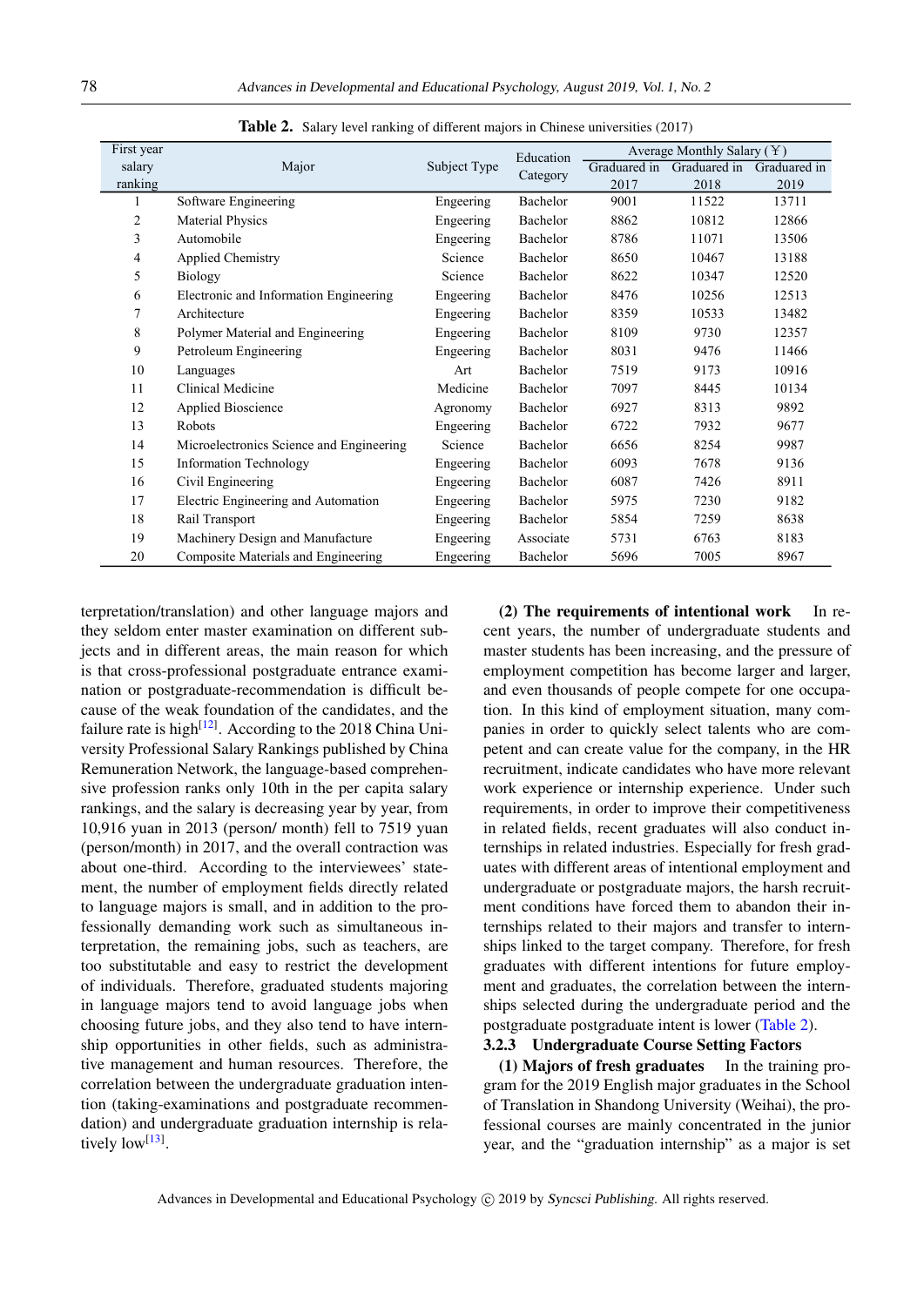**Table 2.** Salary level ranking of different majors in Chinese universities (2017)

| First year salary ranking | Major | Subject Type | Education Category | Average Monthly Salary (￥) | | |
|---|---|---|---|---|---|---|
| | | | | Graduared in 2017 | Graduared in 2018 | Graduared in 2019 |
| 1 | Software Engineering | Engeering | Bachelor | 9001 | 11522 | 13711 |
| 2 | Material Physics | Engeering | Bachelor | 8862 | 10812 | 12866 |
| 3 | Automobile | Engeering | Bachelor | 8786 | 11071 | 13506 |
| 4 | Applied Chemistry | Science | Bachelor | 8650 | 10467 | 13188 |
| 5 | Biology | Science | Bachelor | 8622 | 10347 | 12520 |
| 6 | Electronic and Information Engineering | Engeering | Bachelor | 8476 | 10256 | 12513 |
| 7 | Architecture | Engeering | Bachelor | 8359 | 10533 | 13482 |
| 8 | Polymer Material and Engineering | Engeering | Bachelor | 8109 | 9730 | 12357 |
| 9 | Petroleum Engineering | Engeering | Bachelor | 8031 | 9476 | 11466 |
| 10 | Languages | Art | Bachelor | 7519 | 9173 | 10916 |
| 11 | Clinical Medicine | Medicine | Bachelor | 7097 | 8445 | 10134 |
| 12 | Applied Bioscience | Agronomy | Bachelor | 6927 | 8313 | 9892 |
| 13 | Robots | Engeering | Bachelor | 6722 | 7932 | 9677 |
| 14 | Microelectronics Science and Engineering | Science | Bachelor | 6656 | 8254 | 9987 |
| 15 | Information Technology | Engeering | Bachelor | 6093 | 7678 | 9136 |
| 16 | Civil Engineering | Engeering | Bachelor | 6087 | 7426 | 8911 |
| 17 | Electric Engineering and Automation | Engeering | Bachelor | 5975 | 7230 | 9182 |
| 18 | Rail Transport | Engeering | Bachelor | 5854 | 7259 | 8638 |
| 19 | Machinery Design and Manufacture | Engeering | Associate | 5731 | 6763 | 8183 |
| 20 | Composite Materials and Engineering | Engeering | Bachelor | 5696 | 7005 | 8967 |

terpretation/translation) and other language majors and they seldom enter master examination on different subjects and in different areas, the main reason for which is that cross-professional postgraduate entrance examination or postgraduate-recommendation is difficult because of the weak foundation of the candidates, and the failure rate is high[12]. According to the 2018 China University Professional Salary Rankings published by China Remuneration Network, the language-based comprehensive profession ranks only 10th in the per capita salary rankings, and the salary is decreasing year by year, from 10,916 yuan in 2013 (person/ month) fell to 7519 yuan (person/month) in 2017, and the overall contraction was about one-third. According to the interviewees' statement, the number of employment fields directly related to language majors is small, and in addition to the professionally demanding work such as simultaneous interpretation, the remaining jobs, such as teachers, are too substitutable and easy to restrict the development of individuals. Therefore, graduated students majoring in language majors tend to avoid language jobs when choosing future jobs, and they also tend to have internship opportunities in other fields, such as administrative management and human resources. Therefore, the correlation between the undergraduate graduation intention (taking-examinations and postgraduate recommendation) and undergraduate graduation internship is relatively low[13].

**(2) The requirements of intentional work** In recent years, the number of undergraduate students and master students has been increasing, and the pressure of employment competition has become larger and larger, and even thousands of people compete for one occupation. In this kind of employment situation, many companies in order to quickly select talents who are competent and can create value for the company, in the HR recruitment, indicate candidates who have more relevant work experience or internship experience. Under such requirements, in order to improve their competitiveness in related fields, recent graduates will also conduct internships in related industries. Especially for fresh graduates with different areas of intentional employment and undergraduate or postgraduate majors, the harsh recruitment conditions have forced them to abandon their internships related to their majors and transfer to internships linked to the target company. Therefore, for fresh graduates with different intentions for future employment and graduates, the correlation between the internships selected during the undergraduate period and the postgraduate postgraduate intent is lower (Table 2).

### 3.2.3 Undergraduate Course Setting Factors

**(1) Majors of fresh graduates** In the training program for the 2019 English major graduates in the School of Translation in Shandong University (Weihai), the professional courses are mainly concentrated in the junior year, and the "graduation internship" as a major is set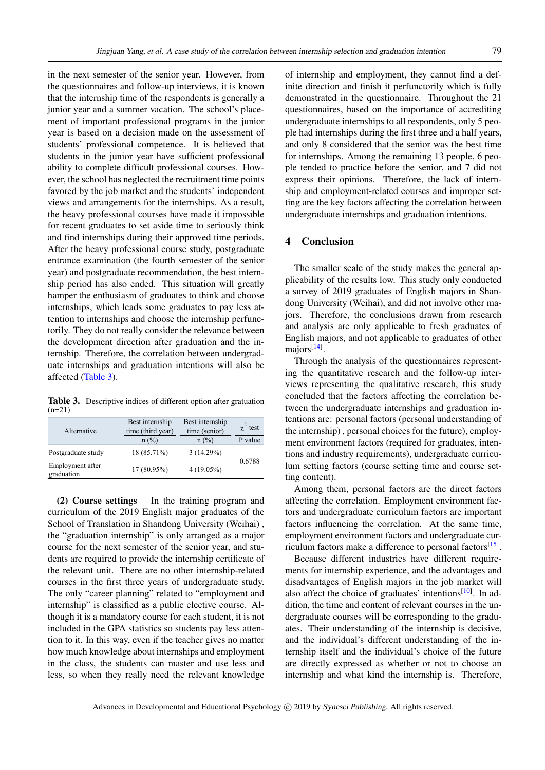in the next semester of the senior year. However, from the questionnaires and follow-up interviews, it is known that the internship time of the respondents is generally a junior year and a summer vacation. The school's placement of important professional programs in the junior year is based on a decision made on the assessment of students' professional competence. It is believed that students in the junior year have sufficient professional ability to complete difficult professional courses. However, the school has neglected the recruitment time points favored by the job market and the students' independent views and arrangements for the internships. As a result, the heavy professional courses have made it impossible for recent graduates to set aside time to seriously think and find internships during their approved time periods. After the heavy professional course study, postgraduate entrance examination (the fourth semester of the senior year) and postgraduate recommendation, the best internship period has also ended. This situation will greatly hamper the enthusiasm of graduates to think and choose internships, which leads some graduates to pay less attention to internships and choose the internship perfunctorily. They do not really consider the relevance between the development direction after graduation and the internship. Therefore, the correlation between undergraduate internships and graduation intentions will also be affected (Table 3).

**Table 3.** Descriptive indices of different option after gratuation (n=21)

| Alternative | Best internship time (third year) | Best internship time (senior) | $\chi^2$ test |
|---|---|---|---|
| | n (%) | n (%) | P value |
| Postgraduate study | 18 (85.71%) | 3 (14.29%) | 0.6788 |
| Employment after graduation | 17 (80.95%) | 4 (19.05%) | |

**(2) Course settings** In the training program and curriculum of the 2019 English major graduates of the School of Translation in Shandong University (Weihai), the "graduation internship" is only arranged as a major course for the next semester of the senior year, and students are required to provide the internship certificate of the relevant unit. There are no other internship-related courses in the first three years of undergraduate study. The only "career planning" related to "employment and internship" is classified as a public elective course. Although it is a mandatory course for each student, it is not included in the GPA statistics so students pay less attention to it. In this way, even if the teacher gives no matter how much knowledge about internships and employment in the class, the students can master and use less and less, so when they really need the relevant knowledge of internship and employment, they cannot find a definite direction and finish it perfunctorily which is fully demonstrated in the questionnaire. Throughout the 21 questionnaires, based on the importance of accrediting undergraduate internships to all respondents, only 5 people had internships during the first three and a half years, and only 8 considered that the senior was the best time for internships. Among the remaining 13 people, 6 people tended to practice before the senior, and 7 did not express their opinions. Therefore, the lack of internship and employment-related courses and improper setting are the key factors affecting the correlation between undergraduate internships and graduation intentions.

## 4 Conclusion

The smaller scale of the study makes the general applicability of the results low. This study only conducted a survey of 2019 graduates of English majors in Shandong University (Weihai), and did not involve other majors. Therefore, the conclusions drawn from research and analysis are only applicable to fresh graduates of English majors, and not applicable to graduates of other majors[14].

Through the analysis of the questionnaires representing the quantitative research and the follow-up interviews representing the qualitative research, this study concluded that the factors affecting the correlation between the undergraduate internships and graduation intentions are: personal factors (personal understanding of the internship), personal choices for the future), employment environment factors (required for graduates, intentions and industry requirements), undergraduate curriculum setting factors (course setting time and course setting content).

Among them, personal factors are the direct factors affecting the correlation. Employment environment factors and undergraduate curriculum factors are important factors influencing the correlation. At the same time, employment environment factors and undergraduate curriculum factors make a difference to personal factors[15].

Because different industries have different requirements for internship experience, and the advantages and disadvantages of English majors in the job market will also affect the choice of graduates' intentions[10]. In addition, the time and content of relevant courses in the undergraduate courses will be corresponding to the graduates. Their understanding of the internship is decisive, and the individual's different understanding of the internship itself and the individual's choice of the future are directly expressed as whether or not to choose an internship and what kind the internship is. Therefore,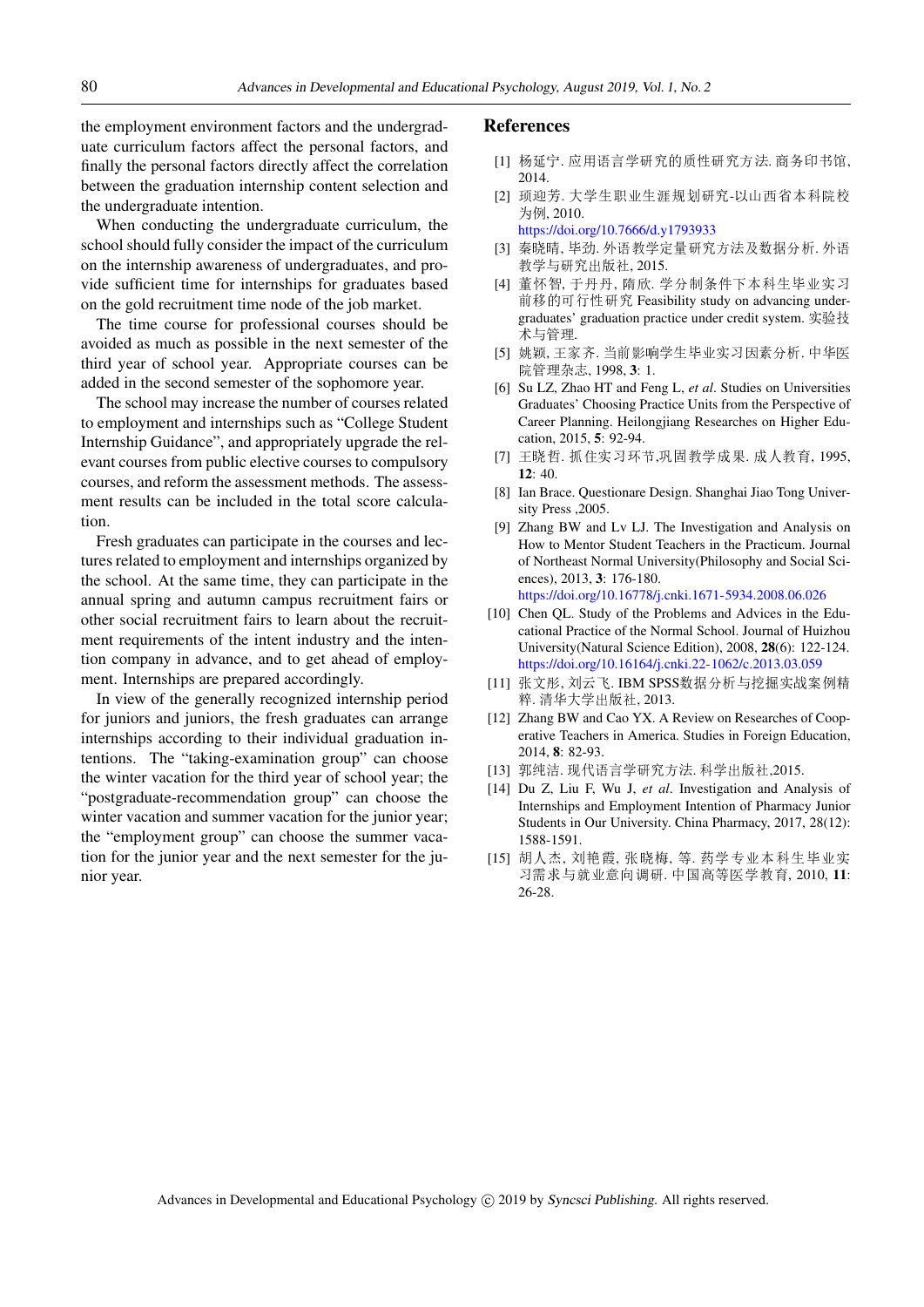the employment environment factors and the undergraduate curriculum factors affect the personal factors, and finally the personal factors directly affect the correlation between the graduation internship content selection and the undergraduate intention.

When conducting the undergraduate curriculum, the school should fully consider the impact of the curriculum on the internship awareness of undergraduates, and provide sufficient time for internships for graduates based on the gold recruitment time node of the job market.

The time course for professional courses should be avoided as much as possible in the next semester of the third year of school year. Appropriate courses can be added in the second semester of the sophomore year.

The school may increase the number of courses related to employment and internships such as "College Student Internship Guidance", and appropriately upgrade the relevant courses from public elective courses to compulsory courses, and reform the assessment methods. The assessment results can be included in the total score calculation.

Fresh graduates can participate in the courses and lectures related to employment and internships organized by the school. At the same time, they can participate in the annual spring and autumn campus recruitment fairs or other social recruitment fairs to learn about the recruitment requirements of the intent industry and the intention company in advance, and to get ahead of employment. Internships are prepared accordingly.

In view of the generally recognized internship period for juniors and juniors, the fresh graduates can arrange internships according to their individual graduation intentions. The "taking-examination group" can choose the winter vacation for the third year of school year; the "postgraduate-recommendation group" can choose the winter vacation and summer vacation for the junior year; the "employment group" can choose the summer vacation for the junior year and the next semester for the junior year.

## References

[1] 杨延宁. 应用语言学研究的质性研究方法. 商务印书馆, 2014.

[2] 项迎芳. 大学生职业生涯规划研究-以山西省本科院校为例, 2010. https://doi.org/10.7666/d.y1793933

[3] 秦晓晴, 毕劲. 外语教学定量研究方法及数据分析. 外语教学与研究出版社, 2015.

[4] 董怀智, 于丹丹, 隋欣. 学分制条件下本科生毕业实习前移的可行性研究 Feasibility study on advancing undergraduates' graduation practice under credit system. 实验技术与管理.

[5] 姚颖, 王家齐. 当前影响学生毕业实习因素分析. 中华医院管理杂志, 1998, **3**: 1.

[6] Su LZ, Zhao HT and Feng L, *et al*. Studies on Universities Graduates' Choosing Practice Units from the Perspective of Career Planning. Heilongjiang Researches on Higher Education, 2015, **5**: 92-94.

[7] 王晓哲. 抓住实习环节,巩固教学成果. 成人教育, 1995, **12**: 40.

[8] Ian Brace. Questionare Design. Shanghai Jiao Tong University Press ,2005.

[9] Zhang BW and Lv LJ. The Investigation and Analysis on How to Mentor Student Teachers in the Practicum. Journal of Northeast Normal University(Philosophy and Social Sciences), 2013, **3**: 176-180. https://doi.org/10.16778/j.cnki.1671-5934.2008.06.026

[10] Chen QL. Study of the Problems and Advices in the Educational Practice of the Normal School. Journal of Huizhou University(Natural Science Edition), 2008, **28**(6): 122-124. https://doi.org/10.16164/j.cnki.22-1062/c.2013.03.059

[11] 张文彤, 刘云飞. IBM SPSS数据分析与挖掘实战案例精粹. 清华大学出版社, 2013.

[12] Zhang BW and Cao YX. A Review on Researches of Cooperative Teachers in America. Studies in Foreign Education, 2014, **8**: 82-93.

[13] 郭纯洁. 现代语言学研究方法. 科学出版社,2015.

[14] Du Z, Liu F, Wu J, *et al*. Investigation and Analysis of Internships and Employment Intention of Pharmacy Junior Students in Our University. China Pharmacy, 2017, 28(12): 1588-1591.

[15] 胡人杰, 刘艳霞, 张晓梅, 等. 药学专业本科生毕业实习需求与就业意向调研. 中国高等医学教育, 2010, **11**: 26-28.